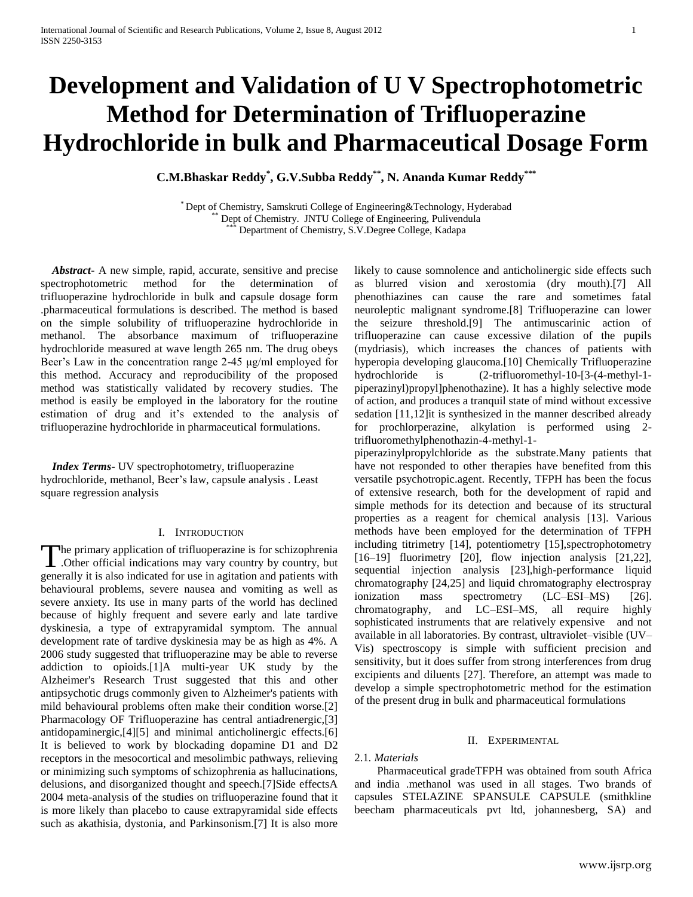# Development and Validation of U V Spectrophotometric Method for Determination of Trifluoperazine Hydrochloride in bulk and Pharmaceutical Dosage Form

**C.M.Bhaskar Reddy[*], G.V.Subba Reddy[**], N. Ananda Kumar Reddy[***]**

[*] Dept of Chemistry, Samskruti College of Engineering&Technology, Hyderabad
[**] Dept of Chemistry. JNTU College of Engineering, Pulivendula
[***] Department of Chemistry, S.V.Degree College, Kadapa

***Abstract-*** A new simple, rapid, accurate, sensitive and precise spectrophotometric method for the determination of trifluoperazine hydrochloride in bulk and capsule dosage form .pharmaceutical formulations is described. The method is based on the simple solubility of trifluoperazine hydrochloride in methanol. The absorbance maximum of trifluoperazine hydrochloride measured at wave length 265 nm. The drug obeys Beer's Law in the concentration range 2-45 μg/ml employed for this method. Accuracy and reproducibility of the proposed method was statistically validated by recovery studies. The method is easily be employed in the laboratory for the routine estimation of drug and it's extended to the analysis of trifluoperazine hydrochloride in pharmaceutical formulations.

***Index Terms-*** UV spectrophotometry, trifluoperazine hydrochloride, methanol, Beer's law, capsule analysis . Least square regression analysis

## I. Introduction

The primary application of trifluoperazine is for schizophrenia .Other official indications may vary country by country, but generally it is also indicated for use in agitation and patients with behavioural problems, severe nausea and vomiting as well as severe anxiety. Its use in many parts of the world has declined because of highly frequent and severe early and late tardive dyskinesia, a type of extrapyramidal symptom. The annual development rate of tardive dyskinesia may be as high as 4%. A 2006 study suggested that trifluoperazine may be able to reverse addiction to opioids.[1]A multi-year UK study by the Alzheimer's Research Trust suggested that this and other antipsychotic drugs commonly given to Alzheimer's patients with mild behavioural problems often make their condition worse.[2] Pharmacology OF Trifluoperazine has central antiadrenergic,[3] antidopaminergic,[4][5] and minimal anticholinergic effects.[6] It is believed to work by blockading dopamine D1 and D2 receptors in the mesocortical and mesolimbic pathways, relieving or minimizing such symptoms of schizophrenia as hallucinations, delusions, and disorganized thought and speech.[7]Side effectsA 2004 meta-analysis of the studies on trifluoperazine found that it is more likely than placebo to cause extrapyramidal side effects such as akathisia, dystonia, and Parkinsonism.[7] It is also more likely to cause somnolence and anticholinergic side effects such as blurred vision and xerostomia (dry mouth).[7] All phenothiazines can cause the rare and sometimes fatal neuroleptic malignant syndrome.[8] Trifluoperazine can lower the seizure threshold.[9] The antimuscarinic action of trifluoperazine can cause excessive dilation of the pupils (mydriasis), which increases the chances of patients with hyperopia developing glaucoma.[10] Chemically Trifluoperazine hydrochloride is (2-trifluoromethyl-10-[3-(4-methyl-1-piperazinyl)propyl]phenothazine). It has a highly selective mode of action, and produces a tranquil state of mind without excessive sedation [11,12]it is synthesized in the manner described already for prochlorperazine, alkylation is performed using 2-trifluoromethylphenothazin-4-methyl-1-piperazinylpropylchloride as the substrate.Many patients that have not responded to other therapies have benefited from this versatile psychotropic.agent. Recently, TFPH has been the focus of extensive research, both for the development of rapid and simple methods for its detection and because of its structural properties as a reagent for chemical analysis [13]. Various methods have been employed for the determination of TFPH including titrimetry [14], potentiometry [15],spectrophotometry [16–19] fluorimetry [20], flow injection analysis [21,22], sequential injection analysis [23],high-performance liquid chromatography [24,25] and liquid chromatography electrospray ionization mass spectrometry (LC–ESI–MS) [26]. chromatography, and LC–ESI–MS, all require highly sophisticated instruments that are relatively expensive and not available in all laboratories. By contrast, ultraviolet–visible (UV–Vis) spectroscopy is simple with sufficient precision and sensitivity, but it does suffer from strong interferences from drug excipients and diluents [27]. Therefore, an attempt was made to develop a simple spectrophotometric method for the estimation of the present drug in bulk and pharmaceutical formulations

## II. Experimental

### 2.1. *Materials*

Pharmaceutical gradeTFPH was obtained from south Africa and india .methanol was used in all stages. Two brands of capsules STELAZINE SPANSULE CAPSULE (smithkline beecham pharmaceuticals pvt ltd, johannesberg, SA) and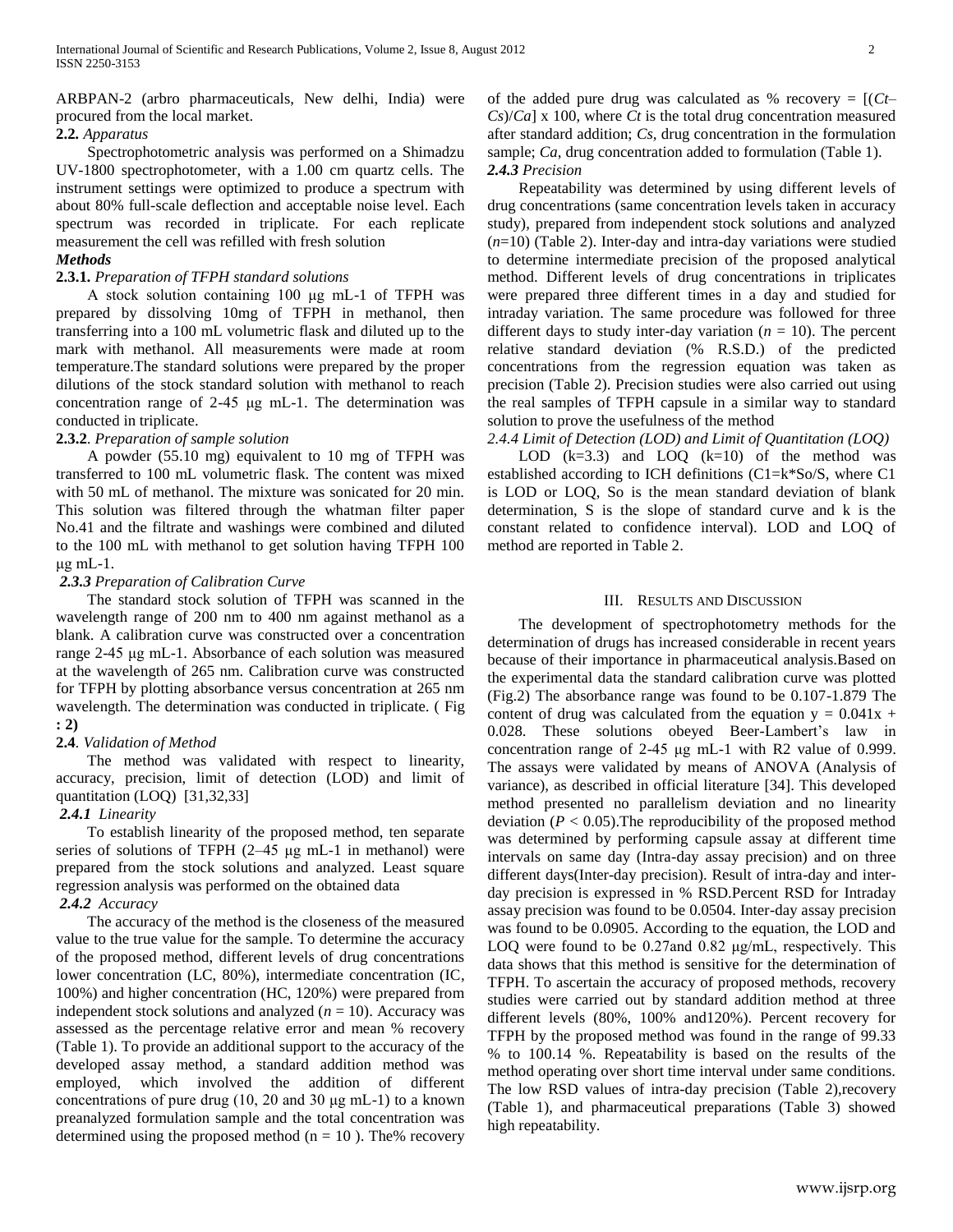ARBPAN-2 (arbro pharmaceuticals, New delhi, India) were procured from the local market.

**2.2.** *Apparatus*

Spectrophotometric analysis was performed on a Shimadzu UV-1800 spectrophotometer, with a 1.00 cm quartz cells. The instrument settings were optimized to produce a spectrum with about 80% full-scale deflection and acceptable noise level. Each spectrum was recorded in triplicate. For each replicate measurement the cell was refilled with fresh solution

***Methods***

**2.3.1.** *Preparation of TFPH standard solutions*

A stock solution containing 100 μg mL-1 of TFPH was prepared by dissolving 10mg of TFPH in methanol, then transferring into a 100 mL volumetric flask and diluted up to the mark with methanol. All measurements were made at room temperature.The standard solutions were prepared by the proper dilutions of the stock standard solution with methanol to reach concentration range of 2-45 μg mL-1. The determination was conducted in triplicate.

**2.3.2**. *Preparation of sample solution*

A powder (55.10 mg) equivalent to 10 mg of TFPH was transferred to 100 mL volumetric flask. The content was mixed with 50 mL of methanol. The mixture was sonicated for 20 min. This solution was filtered through the whatman filter paper No.41 and the filtrate and washings were combined and diluted to the 100 mL with methanol to get solution having TFPH 100 μg mL-1.

***2.3.3*** *Preparation of Calibration Curve*

The standard stock solution of TFPH was scanned in the wavelength range of 200 nm to 400 nm against methanol as a blank. A calibration curve was constructed over a concentration range 2-45 μg mL-1. Absorbance of each solution was measured at the wavelength of 265 nm. Calibration curve was constructed for TFPH by plotting absorbance versus concentration at 265 nm wavelength. The determination was conducted in triplicate. ( **Fig : 2)**

**2.4**. *Validation of Method*

The method was validated with respect to linearity, accuracy, precision, limit of detection (LOD) and limit of quantitation (LOQ) [31,32,33]

***2.4.1*** *Linearity*

To establish linearity of the proposed method, ten separate series of solutions of TFPH (2–45 μg mL-1 in methanol) were prepared from the stock solutions and analyzed. Least square regression analysis was performed on the obtained data

***2.4.2*** *Accuracy*

The accuracy of the method is the closeness of the measured value to the true value for the sample. To determine the accuracy of the proposed method, different levels of drug concentrations lower concentration (LC, 80%), intermediate concentration (IC, 100%) and higher concentration (HC, 120%) were prepared from independent stock solutions and analyzed ($n$ = 10). Accuracy was assessed as the percentage relative error and mean % recovery (Table 1). To provide an additional support to the accuracy of the developed assay method, a standard addition method was employed, which involved the addition of different concentrations of pure drug (10, 20 and 30 μg mL-1) to a known preanalyzed formulation sample and the total concentration was determined using the proposed method (n = 10 ). The% recovery of the added pure drug was calculated as % recovery = $[(Ct–Cs)/Ca] \times 100$, where $Ct$ is the total drug concentration measured after standard addition; $Cs$, drug concentration in the formulation sample; $Ca$, drug concentration added to formulation (Table 1).

***2.4.3*** *Precision*

Repeatability was determined by using different levels of drug concentrations (same concentration levels taken in accuracy study), prepared from independent stock solutions and analyzed ($n$=10) (Table 2). Inter-day and intra-day variations were studied to determine intermediate precision of the proposed analytical method. Different levels of drug concentrations in triplicates were prepared three different times in a day and studied for intraday variation. The same procedure was followed for three different days to study inter-day variation ($n$ = 10). The percent relative standard deviation (% R.S.D.) of the predicted concentrations from the regression equation was taken as precision (Table 2). Precision studies were also carried out using the real samples of TFPH capsule in a similar way to standard solution to prove the usefulness of the method

*2.4.4 Limit of Detection (LOD) and Limit of Quantitation (LOQ)*

LOD (k=3.3) and LOQ (k=10) of the method was established according to ICH definitions (C1=k\*So/S, where C1 is LOD or LOQ, So is the mean standard deviation of blank determination, S is the slope of standard curve and k is the constant related to confidence interval). LOD and LOQ of method are reported in Table 2.

## III. Results and Discussion

The development of spectrophotometry methods for the determination of drugs has increased considerable in recent years because of their importance in pharmaceutical analysis.Based on the experimental data the standard calibration curve was plotted (Fig.2) The absorbance range was found to be 0.107-1.879 The content of drug was calculated from the equation $y = 0.041x + 0.028$. These solutions obeyed Beer-Lambert's law in concentration range of 2-45 μg mL-1 with R2 value of 0.999. The assays were validated by means of ANOVA (Analysis of variance), as described in official literature [34]. This developed method presented no parallelism deviation and no linearity deviation ($P < 0.05$).The reproducibility of the proposed method was determined by performing capsule assay at different time intervals on same day (Intra-day assay precision) and on three different days(Inter-day precision). Result of intra-day and inter-day precision is expressed in % RSD.Percent RSD for Intraday assay precision was found to be 0.0504. Inter-day assay precision was found to be 0.0905. According to the equation, the LOD and LOQ were found to be 0.27and 0.82 μg/mL, respectively. This data shows that this method is sensitive for the determination of TFPH. To ascertain the accuracy of proposed methods, recovery studies were carried out by standard addition method at three different levels (80%, 100% and120%). Percent recovery for TFPH by the proposed method was found in the range of 99.33 % to 100.14 %. Repeatability is based on the results of the method operating over short time interval under same conditions. The low RSD values of intra-day precision (Table 2),recovery (Table 1), and pharmaceutical preparations (Table 3) showed high repeatability.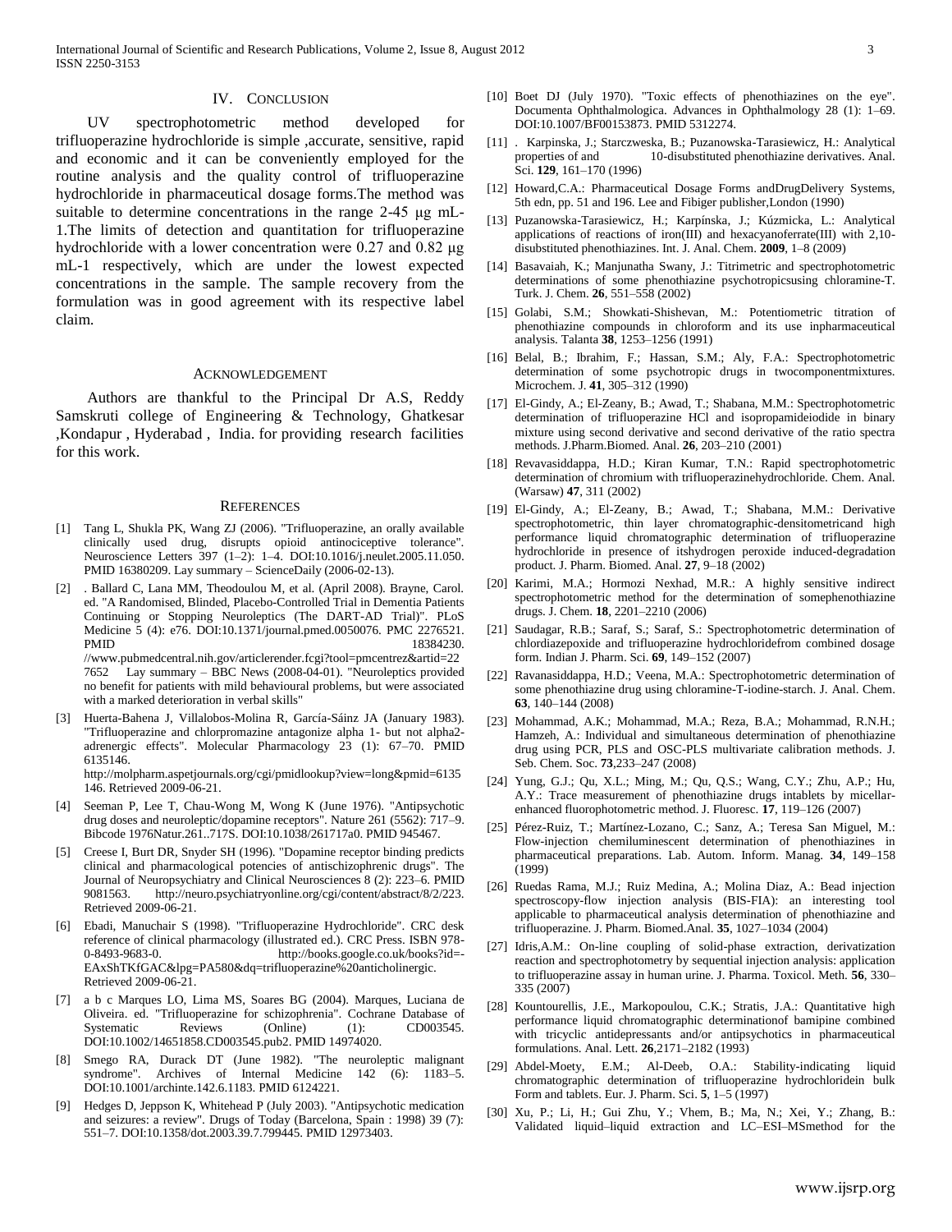## IV. Conclusion

UV spectrophotometric method developed for trifluoperazine hydrochloride is simple ,accurate, sensitive, rapid and economic and it can be conveniently employed for the routine analysis and the quality control of trifluoperazine hydrochloride in pharmaceutical dosage forms.The method was suitable to determine concentrations in the range 2-45 μg mL-1.The limits of detection and quantitation for trifluoperazine hydrochloride with a lower concentration were 0.27 and 0.82 μg mL-1 respectively, which are under the lowest expected concentrations in the sample. The sample recovery from the formulation was in good agreement with its respective label claim.

## Acknowledgement

Authors are thankful to the Principal Dr A.S, Reddy Samskruti college of Engineering & Technology, Ghatkesar ,Kondapur , Hyderabad , India. for providing research facilities for this work.

## References

[1] Tang L, Shukla PK, Wang ZJ (2006). "Trifluoperazine, an orally available clinically used drug, disrupts opioid antinociceptive tolerance". Neuroscience Letters 397 (1–2): 1–4. DOI:10.1016/j.neulet.2005.11.050. PMID 16380209. Lay summary – ScienceDaily (2006-02-13).

[2] . Ballard C, Lana MM, Theodoulou M, et al. (April 2008). Brayne, Carol. ed. "A Randomised, Blinded, Placebo-Controlled Trial in Dementia Patients Continuing or Stopping Neuroleptics (The DART-AD Trial)". PLoS Medicine 5 (4): e76. DOI:10.1371/journal.pmed.0050076. PMC 2276521. PMID 18384230. //www.pubmedcentral.nih.gov/articlerender.fcgi?tool=pmcentrez&artid=227652 Lay summary – BBC News (2008-04-01). "Neuroleptics provided no benefit for patients with mild behavioural problems, but were associated with a marked deterioration in verbal skills"

[3] Huerta-Bahena J, Villalobos-Molina R, García-Sáinz JA (January 1983). "Trifluoperazine and chlorpromazine antagonize alpha 1- but not alpha2-adrenergic effects". Molecular Pharmacology 23 (1): 67–70. PMID 6135146. http://molpharm.aspetjournals.org/cgi/pmidlookup?view=long&pmid=6135146. Retrieved 2009-06-21.

[4] Seeman P, Lee T, Chau-Wong M, Wong K (June 1976). "Antipsychotic drug doses and neuroleptic/dopamine receptors". Nature 261 (5562): 717–9. Bibcode 1976Natur.261..717S. DOI:10.1038/261717a0. PMID 945467.

[5] Creese I, Burt DR, Snyder SH (1996). "Dopamine receptor binding predicts clinical and pharmacological potencies of antischizophrenic drugs". The Journal of Neuropsychiatry and Clinical Neurosciences 8 (2): 223–6. PMID 9081563. http://neuro.psychiatryonline.org/cgi/content/abstract/8/2/223. Retrieved 2009-06-21.

[6] Ebadi, Manuchair S (1998). "Trifluoperazine Hydrochloride". CRC desk reference of clinical pharmacology (illustrated ed.). CRC Press. ISBN 978-0-8493-9683-0. http://books.google.co.uk/books?id=-EAxShTKfGAC&lpg=PA580&dq=trifluoperazine%20anticholinergic. Retrieved 2009-06-21.

[7] a b c Marques LO, Lima MS, Soares BG (2004). Marques, Luciana de Oliveira. ed. "Trifluoperazine for schizophrenia". Cochrane Database of Systematic Reviews (Online) (1): CD003545. DOI:10.1002/14651858.CD003545.pub2. PMID 14974020.

[8] Smego RA, Durack DT (June 1982). "The neuroleptic malignant syndrome". Archives of Internal Medicine 142 (6): 1183–5. DOI:10.1001/archinte.142.6.1183. PMID 6124221.

[9] Hedges D, Jeppson K, Whitehead P (July 2003). "Antipsychotic medication and seizures: a review". Drugs of Today (Barcelona, Spain : 1998) 39 (7): 551–7. DOI:10.1358/dot.2003.39.7.799445. PMID 12973403.

[10] Boet DJ (July 1970). "Toxic effects of phenothiazines on the eye". Documenta Ophthalmologica. Advances in Ophthalmology 28 (1): 1–69. DOI:10.1007/BF00153873. PMID 5312274.

[11] . Karpinska, J.; Starczweska, B.; Puzanowska-Tarasiewicz, H.: Analytical properties of and 10-disubstituted phenothiazine derivatives. Anal. Sci. **129**, 161–170 (1996)

[12] Howard,C.A.: Pharmaceutical Dosage Forms andDrugDelivery Systems, 5th edn, pp. 51 and 196. Lee and Fibiger publisher,London (1990)

[13] Puzanowska-Tarasiewicz, H.; Karpínska, J.; Kúzmicka, L.: Analytical applications of reactions of iron(III) and hexacyanoferrate(III) with 2,10-disubstituted phenothiazines. Int. J. Anal. Chem. **2009**, 1–8 (2009)

[14] Basavaiah, K.; Manjunatha Swany, J.: Titrimetric and spectrophotometric determinations of some phenothiazine psychotropicsusing chloramine-T. Turk. J. Chem. **26**, 551–558 (2002)

[15] Golabi, S.M.; Showkati-Shishevan, M.: Potentiometric titration of phenothiazine compounds in chloroform and its use inpharmaceutical analysis. Talanta **38**, 1253–1256 (1991)

[16] Belal, B.; Ibrahim, F.; Hassan, S.M.; Aly, F.A.: Spectrophotometric determination of some psychotropic drugs in twocomponentmixtures. Microchem. J. **41**, 305–312 (1990)

[17] El-Gindy, A.; El-Zeany, B.; Awad, T.; Shabana, M.M.: Spectrophotometric determination of trifluoperazine HCl and isopropamideiodide in binary mixture using second derivative and second derivative of the ratio spectra methods. J.Pharm.Biomed. Anal. **26**, 203–210 (2001)

[18] Revavasiddappa, H.D.; Kiran Kumar, T.N.: Rapid spectrophotometric determination of chromium with trifluoperazinehydrochloride. Chem. Anal. (Warsaw) **47**, 311 (2002)

[19] El-Gindy, A.; El-Zeany, B.; Awad, T.; Shabana, M.M.: Derivative spectrophotometric, thin layer chromatographic-densitometricand high performance liquid chromatographic determination of trifluoperazine hydrochloride in presence of itshydrogen peroxide induced-degradation product. J. Pharm. Biomed. Anal. **27**, 9–18 (2002)

[20] Karimi, M.A.; Hormozi Nexhad, M.R.: A highly sensitive indirect spectrophotometric method for the determination of somephenothiazine drugs. J. Chem. **18**, 2201–2210 (2006)

[21] Saudagar, R.B.; Saraf, S.; Saraf, S.: Spectrophotometric determination of chlordiazepoxide and trifluoperazine hydrochloridefrom combined dosage form. Indian J. Pharm. Sci. **69**, 149–152 (2007)

[22] Ravanasiddappa, H.D.; Veena, M.A.: Spectrophotometric determination of some phenothiazine drug using chloramine-T-iodine-starch. J. Anal. Chem. **63**, 140–144 (2008)

[23] Mohammad, A.K.; Mohammad, M.A.; Reza, B.A.; Mohammad, R.N.H.; Hamzeh, A.: Individual and simultaneous determination of phenothiazine drug using PCR, PLS and OSC-PLS multivariate calibration methods. J. Seb. Chem. Soc. **73**,233–247 (2008)

[24] Yung, G.J.; Qu, X.L.; Ming, M.; Qu, Q.S.; Wang, C.Y.; Zhu, A.P.; Hu, A.Y.: Trace measurement of phenothiazine drugs intablets by micellar-enhanced fluorophotometric method. J. Fluoresc. **17**, 119–126 (2007)

[25] Pérez-Ruiz, T.; Martínez-Lozano, C.; Sanz, A.; Teresa San Miguel, M.: Flow-injection chemiluminescent determination of phenothiazines in pharmaceutical preparations. Lab. Autom. Inform. Manag. **34**, 149–158 (1999)

[26] Ruedas Rama, M.J.; Ruiz Medina, A.; Molina Diaz, A.: Bead injection spectroscopy-flow injection analysis (BIS-FIA): an interesting tool applicable to pharmaceutical analysis determination of phenothiazine and trifluoperazine. J. Pharm. Biomed.Anal. **35**, 1027–1034 (2004)

[27] Idris,A.M.: On-line coupling of solid-phase extraction, derivatization reaction and spectrophotometry by sequential injection analysis: application to trifluoperazine assay in human urine. J. Pharma. Toxicol. Meth. **56**, 330–335 (2007)

[28] Kountourellis, J.E., Markopoulou, C.K.; Stratis, J.A.: Quantitative high performance liquid chromatographic determinationof bamipine combined with tricyclic antidepressants and/or antipsychotics in pharmaceutical formulations. Anal. Lett. **26**,2171–2182 (1993)

[29] Abdel-Moety, E.M.; Al-Deeb, O.A.: Stability-indicating liquid chromatographic determination of trifluoperazine hydrochloridein bulk Form and tablets. Eur. J. Pharm. Sci. **5**, 1–5 (1997)

[30] Xu, P.; Li, H.; Gui Zhu, Y.; Vhem, B.; Ma, N.; Xei, Y.; Zhang, B.: Validated liquid–liquid extraction and LC–ESI–MSmethod for the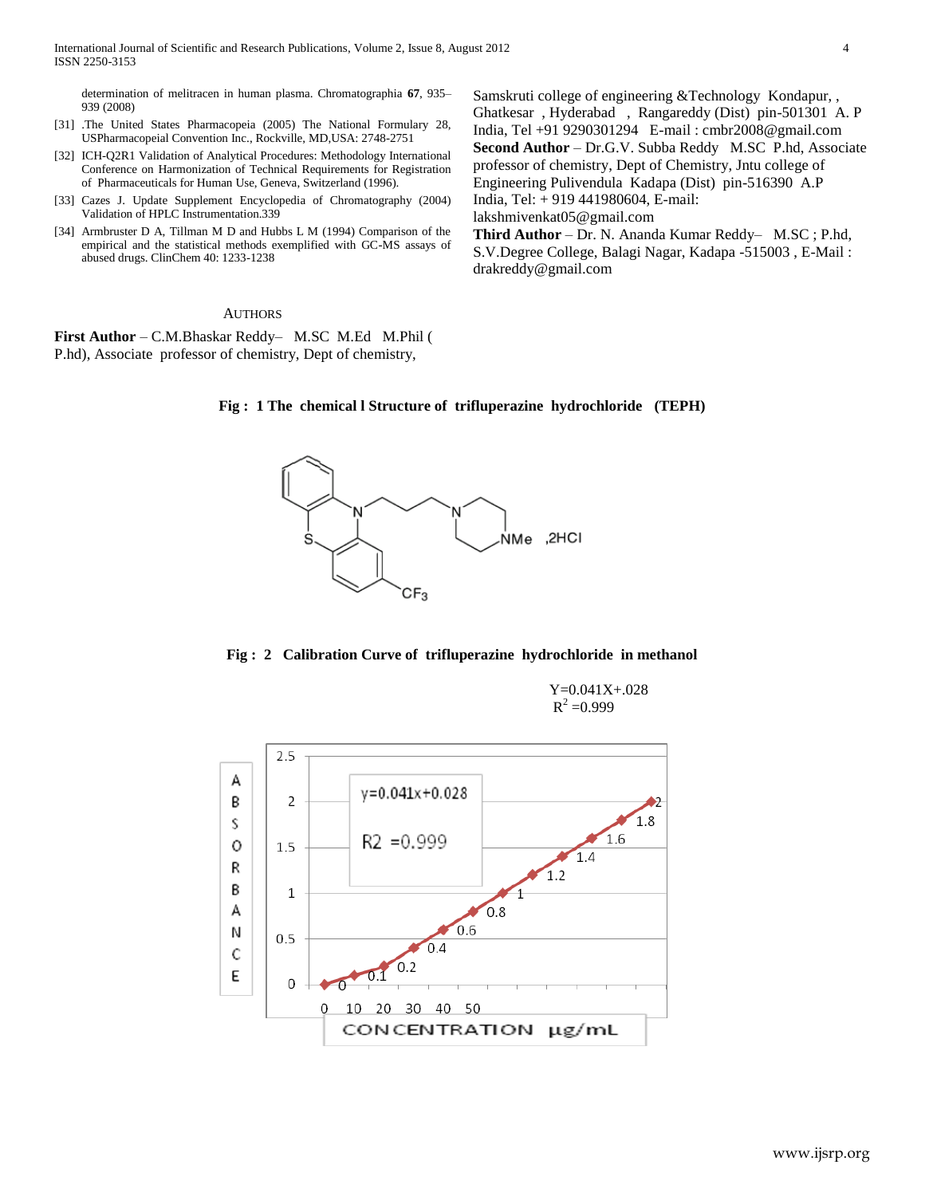determination of melitracen in human plasma. Chromatographia **67**, 935–939 (2008)

[31] .The United States Pharmacopeia (2005) The National Formulary 28, USPharmacopeial Convention Inc., Rockville, MD,USA: 2748-2751

[32] ICH-Q2R1 Validation of Analytical Procedures: Methodology International Conference on Harmonization of Technical Requirements for Registration of Pharmaceuticals for Human Use, Geneva, Switzerland (1996).

[33] Cazes J. Update Supplement Encyclopedia of Chromatography (2004) Validation of HPLC Instrumentation.339

[34] Armbruster D A, Tillman M D and Hubbs L M (1994) Comparison of the empirical and the statistical methods exemplified with GC-MS assays of abused drugs. ClinChem 40: 1233-1238

## AUTHORS

**First Author** – C.M.Bhaskar Reddy– M.SC M.Ed M.Phil ( P.hd), Associate professor of chemistry, Dept of chemistry, Samskruti college of engineering &Technology Kondapur, , Ghatkesar , Hyderabad , Rangareddy (Dist) pin-501301 A. P India, Tel +91 9290301294 E-mail : cmbr2008@gmail.com

**Second Author** – Dr.G.V. Subba Reddy M.SC P.hd, Associate professor of chemistry, Dept of Chemistry, Jntu college of Engineering Pulivendula Kadapa (Dist) pin-516390 A.P India, Tel: + 919 441980604, E-mail: lakshmivenkat05@gmail.com

**Third Author** – Dr. N. Ananda Kumar Reddy– M.SC ; P.hd, S.V.Degree College, Balagi Nagar, Kadapa -515003 , E-Mail : drakreddy@gmail.com

**Fig : 1 The chemical l Structure of trifluperazine hydrochloride (TEPH)**

**Fig : 2 Calibration Curve of trifluperazine hydrochloride in methanol**

Y=0.041X+.028
$R^2$ =0.999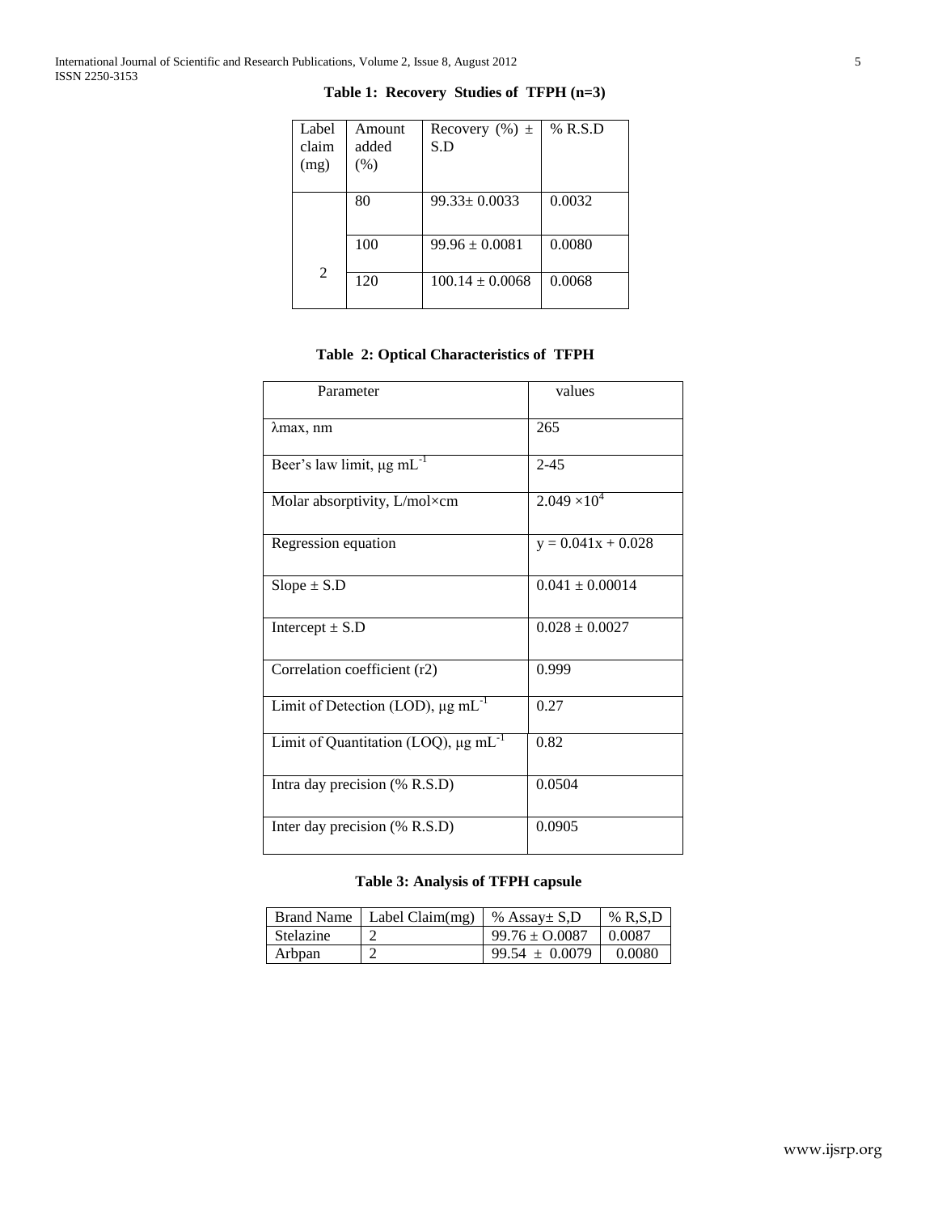**Table 1: Recovery Studies of TFPH (n=3)**

| Label claim (mg) | Amount added (%) | Recovery (%) ± S.D | % R.S.D |
|---|---|---|---|
| 2 | 80 | 99.33± 0.0033 | 0.0032 |
| | 100 | 99.96 ± 0.0081 | 0.0080 |
| | 120 | 100.14 ± 0.0068 | 0.0068 |

**Table 2: Optical Characteristics of TFPH**

| Parameter | values |
|---|---|
| λmax, nm | 265 |
| Beer's law limit, μg $mL^{-1}$ | 2-45 |
| Molar absorptivity, L/mol×cm | $2.049 \times 10^4$ |
| Regression equation | y = 0.041x + 0.028 |
| Slope ± S.D | 0.041 ± 0.00014 |
| Intercept ± S.D | 0.028 ± 0.0027 |
| Correlation coefficient (r2) | 0.999 |
| Limit of Detection (LOD), μg $mL^{-1}$ | 0.27 |
| Limit of Quantitation (LOQ), μg $mL^{-1}$ | 0.82 |
| Intra day precision (% R.S.D) | 0.0504 |
| Inter day precision (% R.S.D) | 0.0905 |

**Table 3: Analysis of TFPH capsule**

| Brand Name | Label Claim(mg) | % Assay± S,D | % R,S,D |
|---|---|---|---|
| Stelazine | 2 | 99.76 ± O.0087 | 0.0087 |
| Arbpan | 2 | 99.54 ± 0.0079 | 0.0080 |